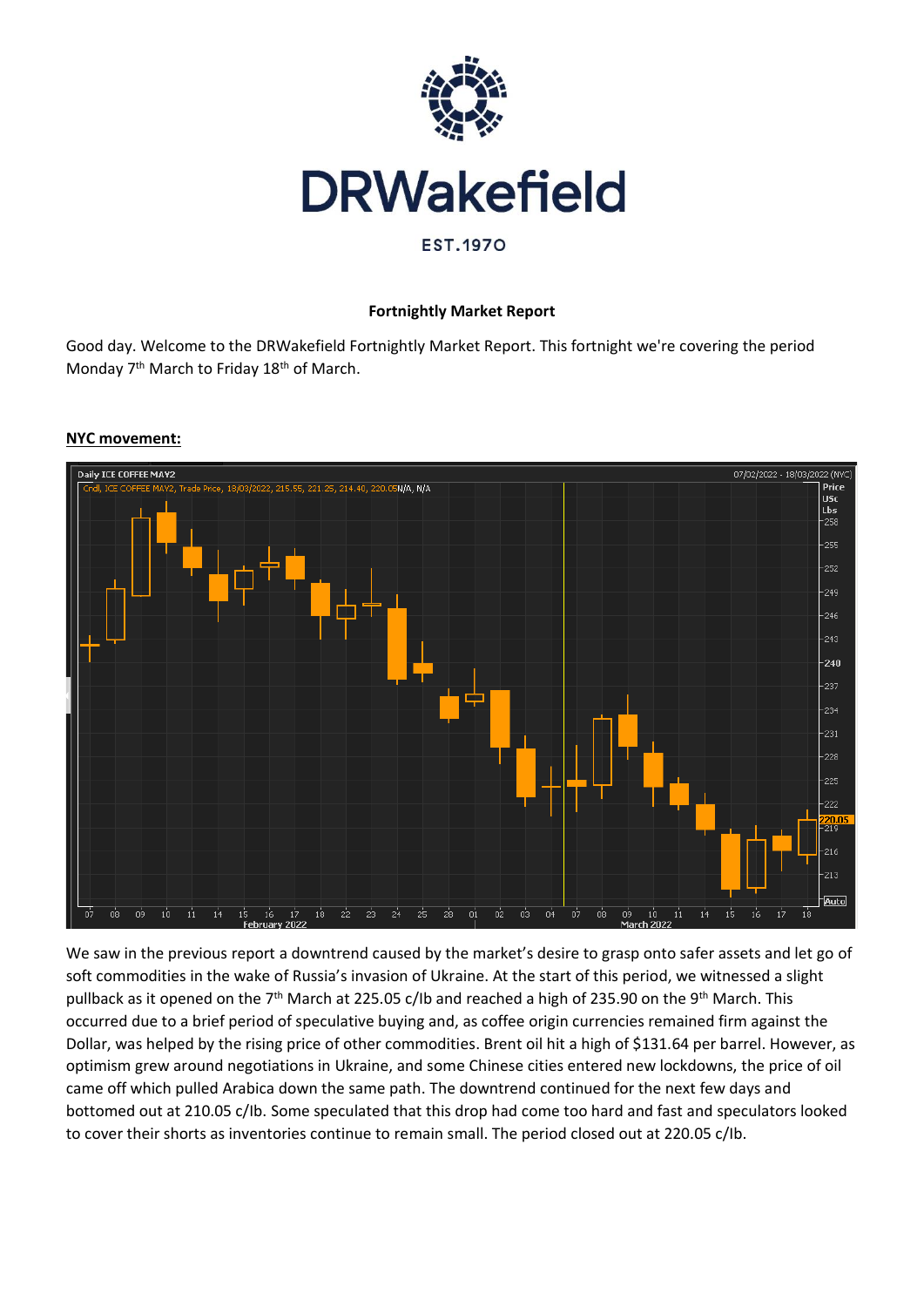DRWakefield

EST.1970

**Fortnightly Market Report**

Good day. Welcome to the DRWakefield Fortnightly Market Report. This fortnight we're covering the period Monday 7th March to Friday 18th of March.

**NYC movement:**

We saw in the previous report a downtrend caused by the market's desire to grasp onto safer assets and let go of soft commodities in the wake of Russia's invasion of Ukraine. At the start of this period, we witnessed a slight pullback as it opened on the 7th March at 225.05 c/lb and reached a high of 235.90 on the 9th March. This occurred due to a brief period of speculative buying and, as coffee origin currencies remained firm against the Dollar, was helped by the rising price of other commodities. Brent oil hit a high of $131.64 per barrel. However, as optimism grew around negotiations in Ukraine, and some Chinese cities entered new lockdowns, the price of oil came off which pulled Arabica down the same path. The downtrend continued for the next few days and bottomed out at 210.05 c/lb. Some speculated that this drop had come too hard and fast and speculators looked to cover their shorts as inventories continue to remain small. The period closed out at 220.05 c/lb.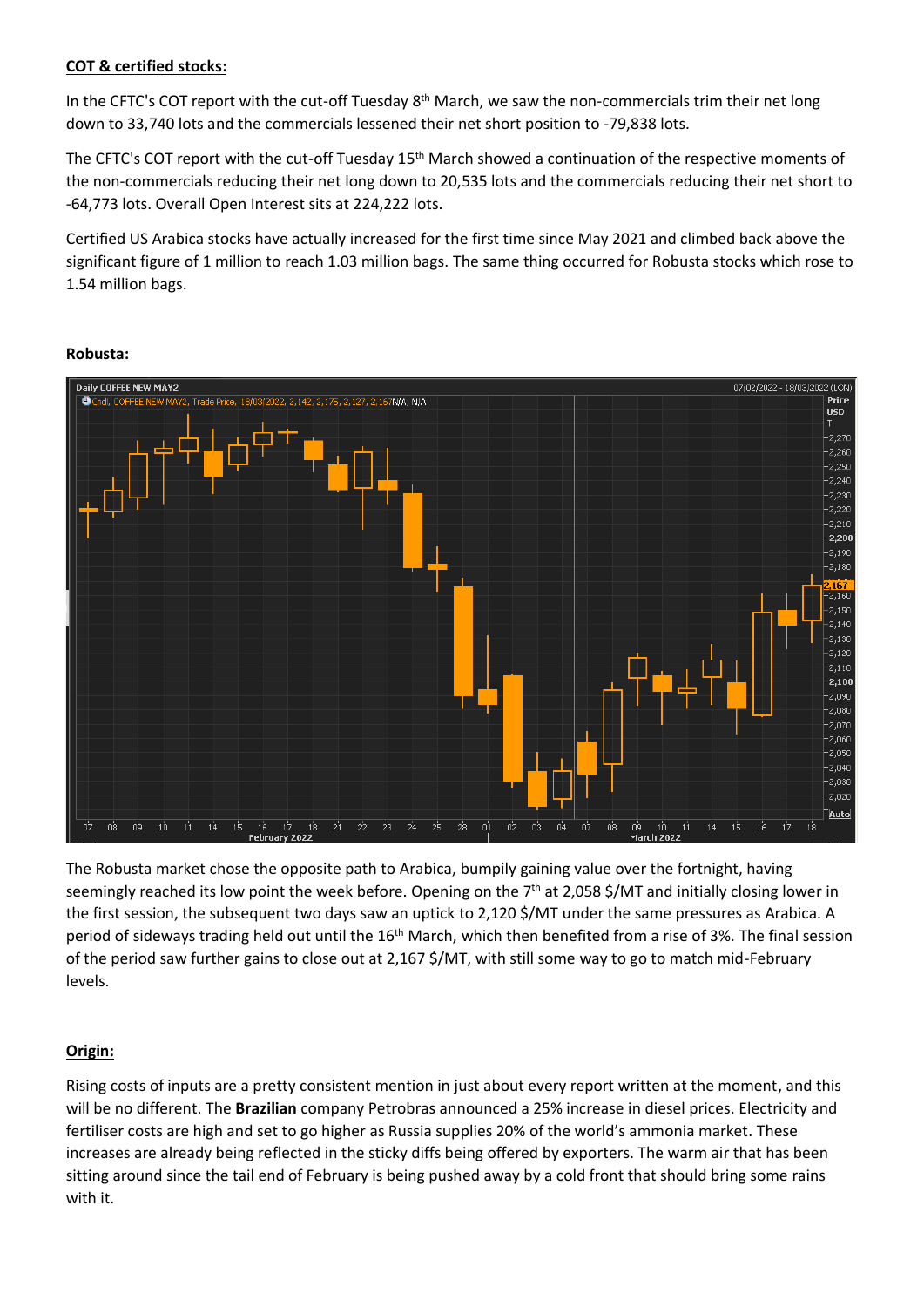**COT & certified stocks:**

In the CFTC's COT report with the cut-off Tuesday 8th March, we saw the non-commercials trim their net long down to 33,740 lots and the commercials lessened their net short position to -79,838 lots.

The CFTC's COT report with the cut-off Tuesday 15th March showed a continuation of the respective moments of the non-commercials reducing their net long down to 20,535 lots and the commercials reducing their net short to -64,773 lots. Overall Open Interest sits at 224,222 lots.

Certified US Arabica stocks have actually increased for the first time since May 2021 and climbed back above the significant figure of 1 million to reach 1.03 million bags. The same thing occurred for Robusta stocks which rose to 1.54 million bags.

**Robusta:**

The Robusta market chose the opposite path to Arabica, bumpily gaining value over the fortnight, having seemingly reached its low point the week before. Opening on the 7th at 2,058 $/MT and initially closing lower in the first session, the subsequent two days saw an uptick to 2,120 $/MT under the same pressures as Arabica. A period of sideways trading held out until the 16th March, which then benefited from a rise of 3%. The final session of the period saw further gains to close out at 2,167 $/MT, with still some way to go to match mid-February levels.

**Origin:**

Rising costs of inputs are a pretty consistent mention in just about every report written at the moment, and this will be no different. The **Brazilian** company Petrobras announced a 25% increase in diesel prices. Electricity and fertiliser costs are high and set to go higher as Russia supplies 20% of the world's ammonia market. These increases are already being reflected in the sticky diffs being offered by exporters. The warm air that has been sitting around since the tail end of February is being pushed away by a cold front that should bring some rains with it.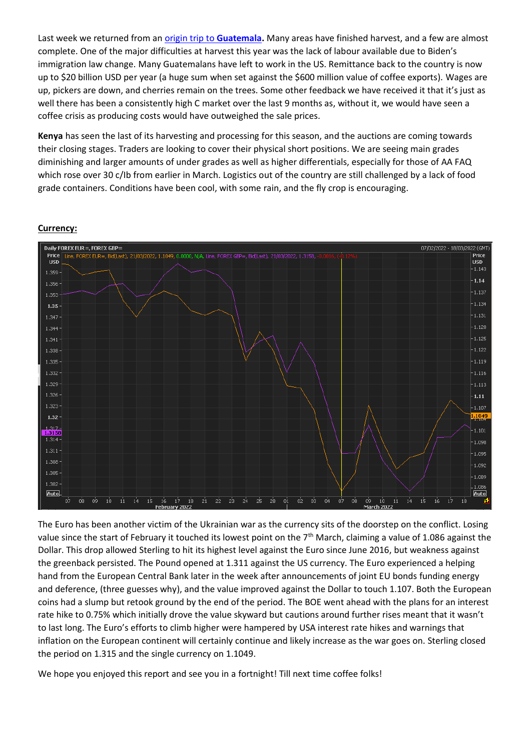Last week we returned from an [origin trip to **Guatemala**](). Many areas have finished harvest, and a few are almost complete. One of the major difficulties at harvest this year was the lack of labour available due to Biden's immigration law change. Many Guatemalans have left to work in the US. Remittance back to the country is now up to $20 billion USD per year (a huge sum when set against the $600 million value of coffee exports). Wages are up, pickers are down, and cherries remain on the trees. Some other feedback we have received it that it's just as well there has been a consistently high C market over the last 9 months as, without it, we would have seen a coffee crisis as producing costs would have outweighed the sale prices.

**Kenya** has seen the last of its harvesting and processing for this season, and the auctions are coming towards their closing stages. Traders are looking to cover their physical short positions. We are seeing main grades diminishing and larger amounts of under grades as well as higher differentials, especially for those of AA FAQ which rose over 30 c/lb from earlier in March. Logistics out of the country are still challenged by a lack of food grade containers. Conditions have been cool, with some rain, and the fly crop is encouraging.

## Currency:

The Euro has been another victim of the Ukrainian war as the currency sits of the doorstep on the conflict. Losing value since the start of February it touched its lowest point on the 7th March, claiming a value of 1.086 against the Dollar. This drop allowed Sterling to hit its highest level against the Euro since June 2016, but weakness against the greenback persisted. The Pound opened at 1.311 against the US currency. The Euro experienced a helping hand from the European Central Bank later in the week after announcements of joint EU bonds funding energy and deference, (three guesses why), and the value improved against the Dollar to touch 1.107. Both the European coins had a slump but retook ground by the end of the period. The BOE went ahead with the plans for an interest rate hike to 0.75% which initially drove the value skyward but cautions around further rises meant that it wasn't to last long. The Euro's efforts to climb higher were hampered by USA interest rate hikes and warnings that inflation on the European continent will certainly continue and likely increase as the war goes on. Sterling closed the period on 1.315 and the single currency on 1.1049.

We hope you enjoyed this report and see you in a fortnight! Till next time coffee folks!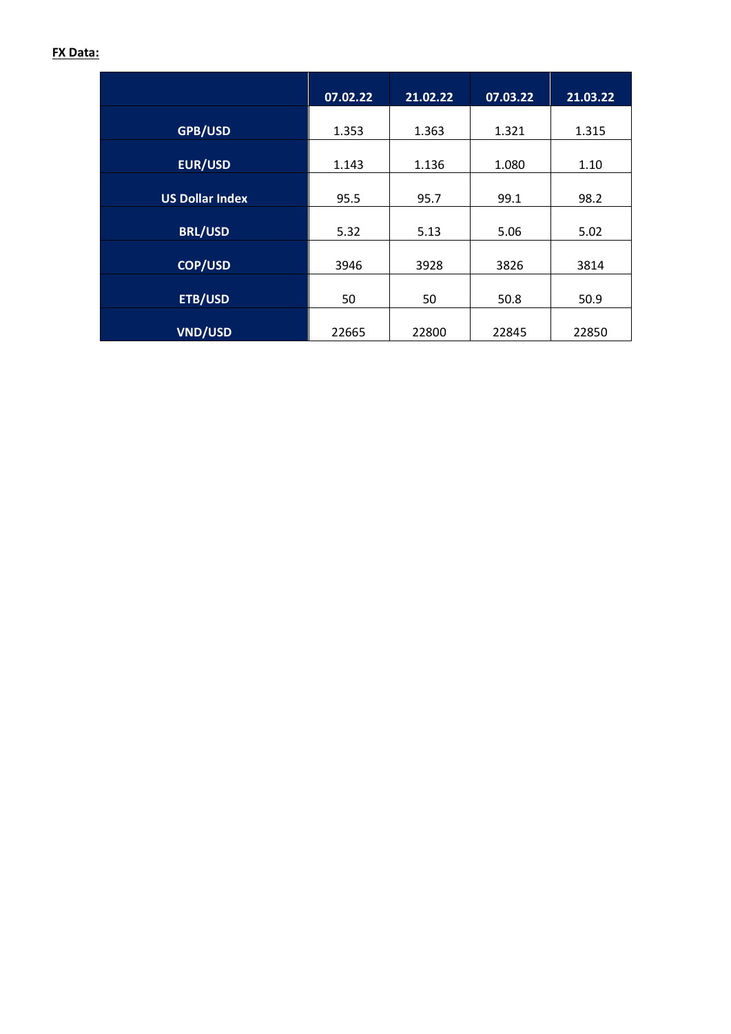**FX Data:**

| | 07.02.22 | 21.02.22 | 07.03.22 | 21.03.22 |
|---|---|---|---|---|
| GPB/USD | 1.353 | 1.363 | 1.321 | 1.315 |
| EUR/USD | 1.143 | 1.136 | 1.080 | 1.10 |
| US Dollar Index | 95.5 | 95.7 | 99.1 | 98.2 |
| BRL/USD | 5.32 | 5.13 | 5.06 | 5.02 |
| COP/USD | 3946 | 3928 | 3826 | 3814 |
| ETB/USD | 50 | 50 | 50.8 | 50.9 |
| VND/USD | 22665 | 22800 | 22845 | 22850 |